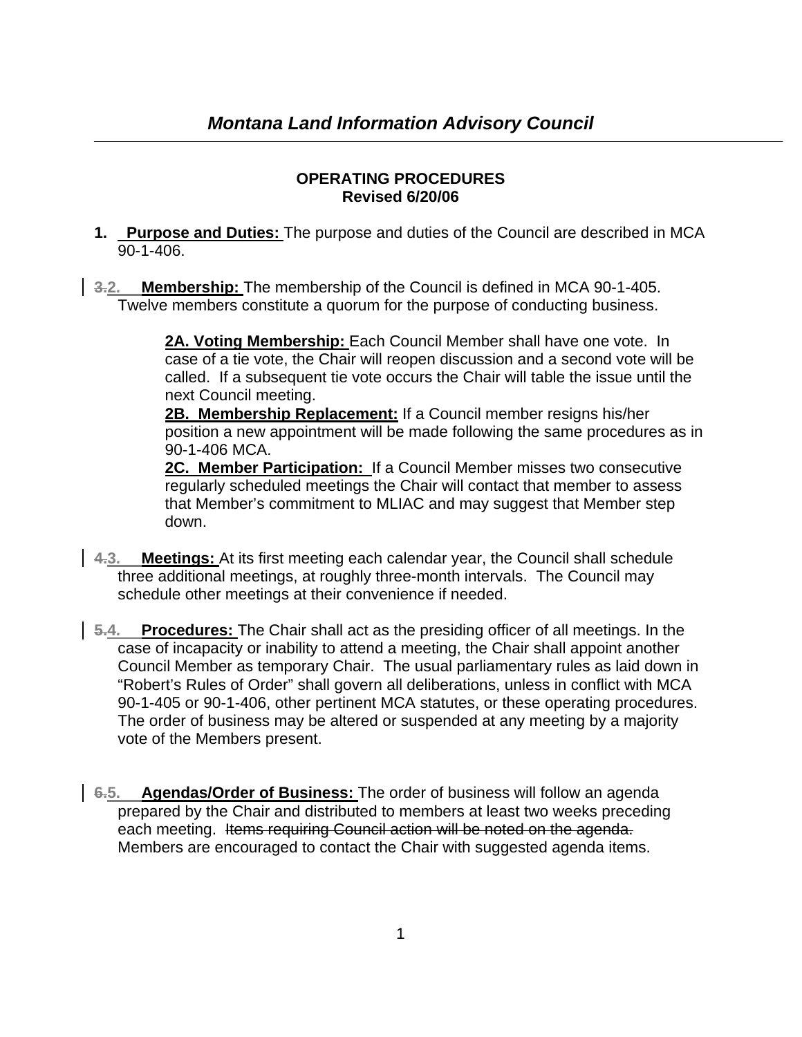# *Montana Land Information Advisory Council*

**OPERATING PROCEDURES**
**Revised 6/20/06**

1. **Purpose and Duties:** The purpose and duties of the Council are described in MCA 90-1-406.

~~3.~~2. **Membership:** The membership of the Council is defined in MCA 90-1-405. Twelve members constitute a quorum for the purpose of conducting business.

   **2A. Voting Membership:** Each Council Member shall have one vote. In case of a tie vote, the Chair will reopen discussion and a second vote will be called. If a subsequent tie vote occurs the Chair will table the issue until the next Council meeting.
   **2B. Membership Replacement:** If a Council member resigns his/her position a new appointment will be made following the same procedures as in 90-1-406 MCA.
   **2C. Member Participation:** If a Council Member misses two consecutive regularly scheduled meetings the Chair will contact that member to assess that Member's commitment to MLIAC and may suggest that Member step down.

~~4.~~3. **Meetings:** At its first meeting each calendar year, the Council shall schedule three additional meetings, at roughly three-month intervals. The Council may schedule other meetings at their convenience if needed.

~~5.~~4. **Procedures:** The Chair shall act as the presiding officer of all meetings. In the case of incapacity or inability to attend a meeting, the Chair shall appoint another Council Member as temporary Chair. The usual parliamentary rules as laid down in "Robert's Rules of Order" shall govern all deliberations, unless in conflict with MCA 90-1-405 or 90-1-406, other pertinent MCA statutes, or these operating procedures. The order of business may be altered or suspended at any meeting by a majority vote of the Members present.

~~6.~~5. **Agendas/Order of Business:** The order of business will follow an agenda prepared by the Chair and distributed to members at least two weeks preceding each meeting. ~~Items requiring Council action will be noted on the agenda.~~ Members are encouraged to contact the Chair with suggested agenda items.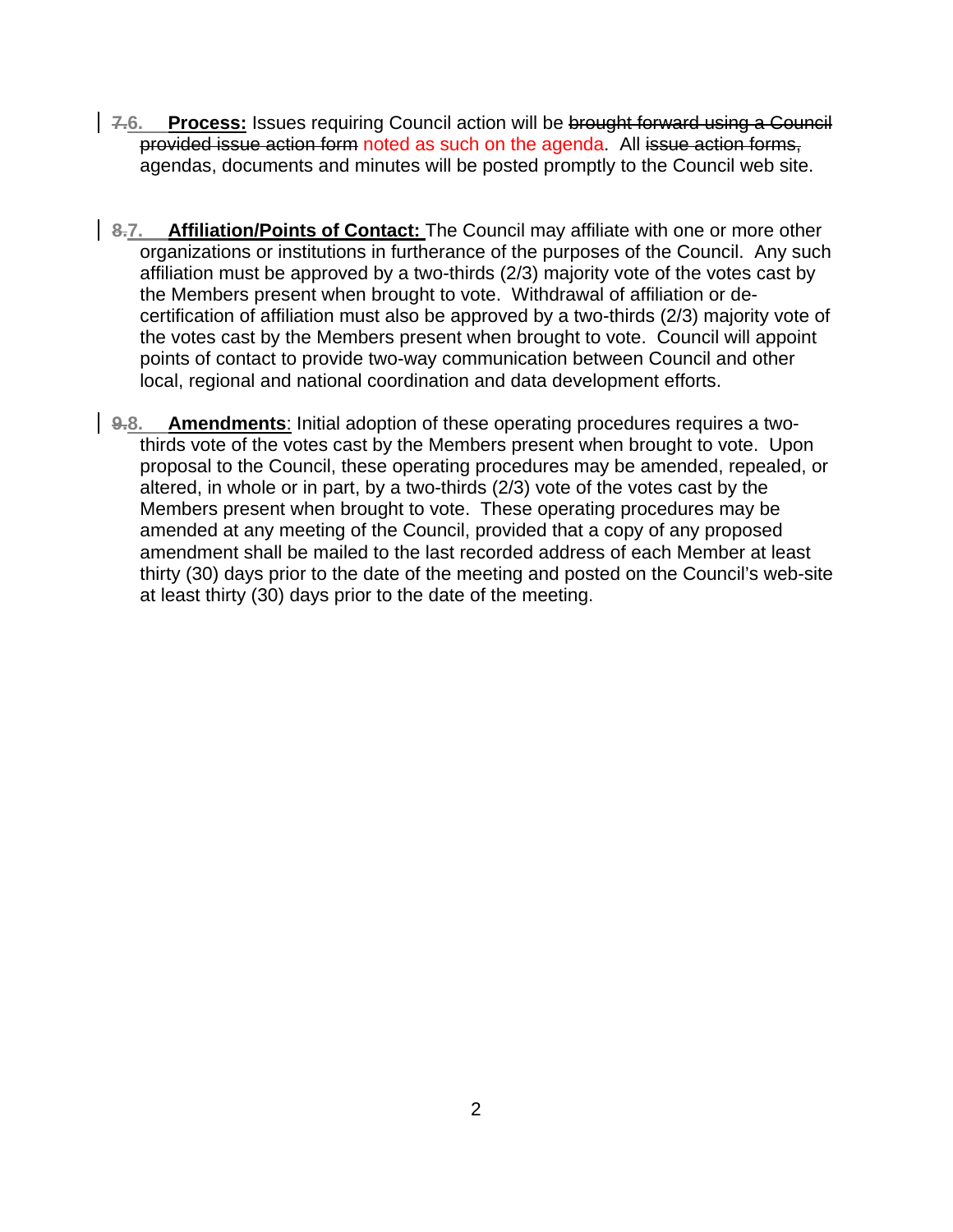~~7.~~6. **Process:** Issues requiring Council action will be ~~brought forward using a Council provided issue action form~~ noted as such on the agenda. All ~~issue action forms,~~ agendas, documents and minutes will be posted promptly to the Council web site.

~~8.~~7. **Affiliation/Points of Contact:** The Council may affiliate with one or more other organizations or institutions in furtherance of the purposes of the Council. Any such affiliation must be approved by a two-thirds (2/3) majority vote of the votes cast by the Members present when brought to vote. Withdrawal of affiliation or de-certification of affiliation must also be approved by a two-thirds (2/3) majority vote of the votes cast by the Members present when brought to vote. Council will appoint points of contact to provide two-way communication between Council and other local, regional and national coordination and data development efforts.

~~9.~~8. **Amendments**: Initial adoption of these operating procedures requires a two-thirds vote of the votes cast by the Members present when brought to vote. Upon proposal to the Council, these operating procedures may be amended, repealed, or altered, in whole or in part, by a two-thirds (2/3) vote of the votes cast by the Members present when brought to vote. These operating procedures may be amended at any meeting of the Council, provided that a copy of any proposed amendment shall be mailed to the last recorded address of each Member at least thirty (30) days prior to the date of the meeting and posted on the Council's web-site at least thirty (30) days prior to the date of the meeting.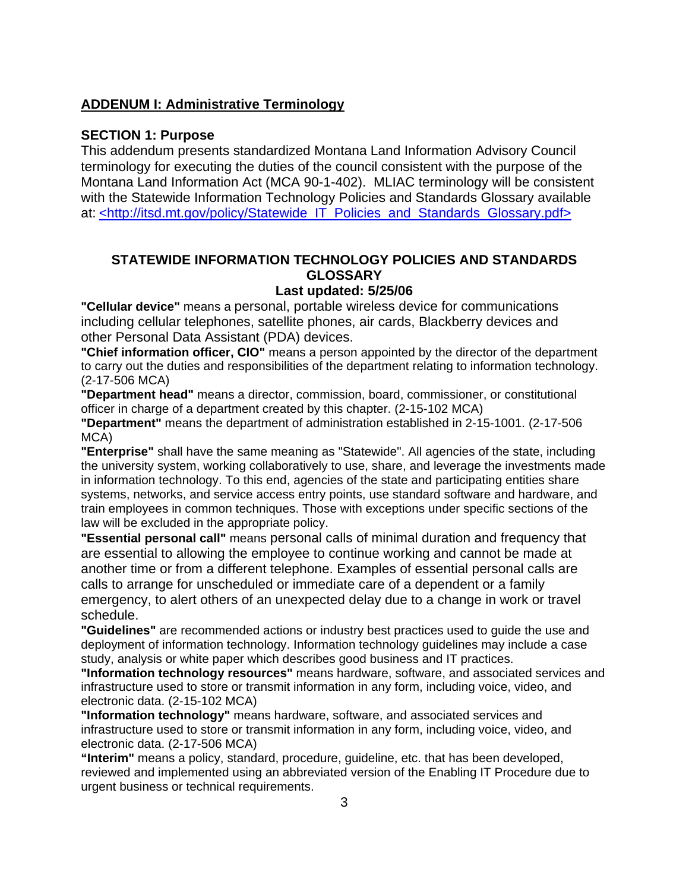## ADDENUM I: Administrative Terminology

### SECTION 1: Purpose

This addendum presents standardized Montana Land Information Advisory Council terminology for executing the duties of the council consistent with the purpose of the Montana Land Information Act (MCA 90-1-402). MLIAC terminology will be consistent with the Statewide Information Technology Policies and Standards Glossary available at: <http://itsd.mt.gov/policy/Statewide_IT_Policies_and_Standards_Glossary.pdf>

### STATEWIDE INFORMATION TECHNOLOGY POLICIES AND STANDARDS GLOSSARY

**Last updated: 5/25/06**

**"Cellular device"** means a personal, portable wireless device for communications including cellular telephones, satellite phones, air cards, Blackberry devices and other Personal Data Assistant (PDA) devices.

**"Chief information officer, CIO"** means a person appointed by the director of the department to carry out the duties and responsibilities of the department relating to information technology. (2-17-506 MCA)

**"Department head"** means a director, commission, board, commissioner, or constitutional officer in charge of a department created by this chapter. (2-15-102 MCA)

**"Department"** means the department of administration established in 2-15-1001. (2-17-506 MCA)

**"Enterprise"** shall have the same meaning as "Statewide". All agencies of the state, including the university system, working collaboratively to use, share, and leverage the investments made in information technology. To this end, agencies of the state and participating entities share systems, networks, and service access entry points, use standard software and hardware, and train employees in common techniques. Those with exceptions under specific sections of the law will be excluded in the appropriate policy.

**"Essential personal call"** means personal calls of minimal duration and frequency that are essential to allowing the employee to continue working and cannot be made at another time or from a different telephone. Examples of essential personal calls are calls to arrange for unscheduled or immediate care of a dependent or a family emergency, to alert others of an unexpected delay due to a change in work or travel schedule.

**"Guidelines"** are recommended actions or industry best practices used to guide the use and deployment of information technology. Information technology guidelines may include a case study, analysis or white paper which describes good business and IT practices.

**"Information technology resources"** means hardware, software, and associated services and infrastructure used to store or transmit information in any form, including voice, video, and electronic data. (2-15-102 MCA)

**"Information technology"** means hardware, software, and associated services and infrastructure used to store or transmit information in any form, including voice, video, and electronic data. (2-17-506 MCA)

**"Interim"** means a policy, standard, procedure, guideline, etc. that has been developed, reviewed and implemented using an abbreviated version of the Enabling IT Procedure due to urgent business or technical requirements.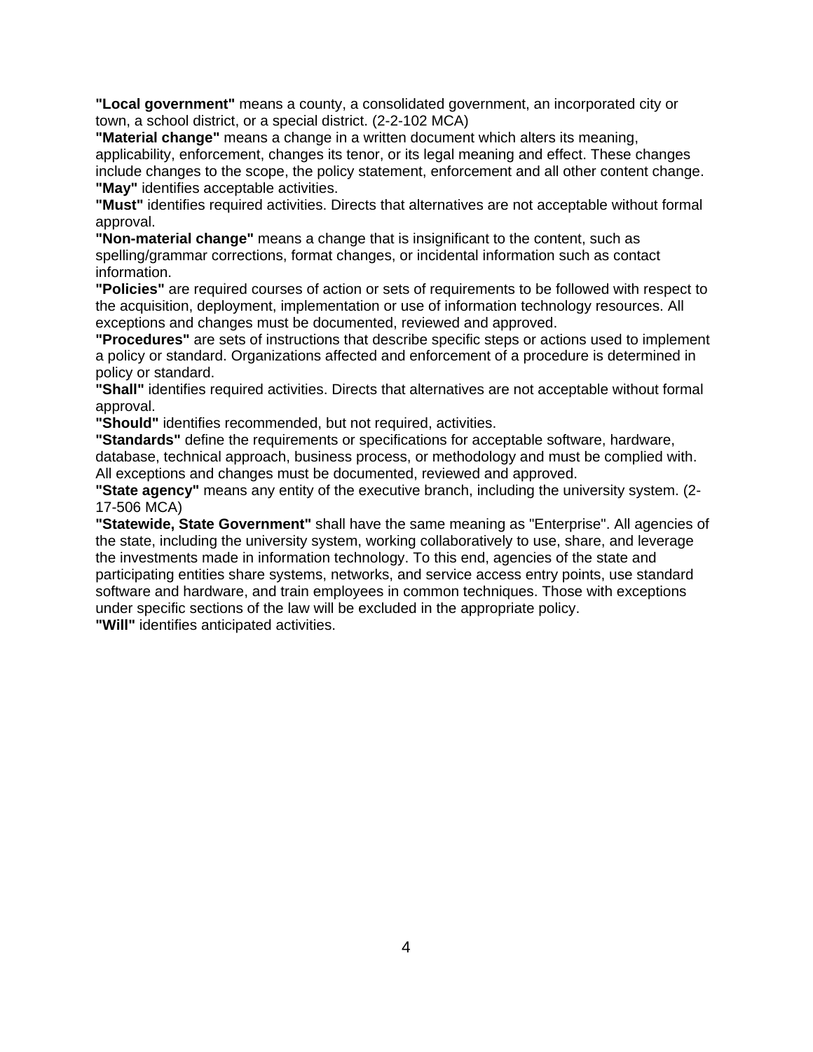**"Local government"** means a county, a consolidated government, an incorporated city or town, a school district, or a special district. (2-2-102 MCA)

**"Material change"** means a change in a written document which alters its meaning, applicability, enforcement, changes its tenor, or its legal meaning and effect. These changes include changes to the scope, the policy statement, enforcement and all other content change.

**"May"** identifies acceptable activities.

**"Must"** identifies required activities. Directs that alternatives are not acceptable without formal approval.

**"Non-material change"** means a change that is insignificant to the content, such as spelling/grammar corrections, format changes, or incidental information such as contact information.

**"Policies"** are required courses of action or sets of requirements to be followed with respect to the acquisition, deployment, implementation or use of information technology resources. All exceptions and changes must be documented, reviewed and approved.

**"Procedures"** are sets of instructions that describe specific steps or actions used to implement a policy or standard. Organizations affected and enforcement of a procedure is determined in policy or standard.

**"Shall"** identifies required activities. Directs that alternatives are not acceptable without formal approval.

**"Should"** identifies recommended, but not required, activities.

**"Standards"** define the requirements or specifications for acceptable software, hardware, database, technical approach, business process, or methodology and must be complied with. All exceptions and changes must be documented, reviewed and approved.

**"State agency"** means any entity of the executive branch, including the university system. (2-17-506 MCA)

**"Statewide, State Government"** shall have the same meaning as "Enterprise". All agencies of the state, including the university system, working collaboratively to use, share, and leverage the investments made in information technology. To this end, agencies of the state and participating entities share systems, networks, and service access entry points, use standard software and hardware, and train employees in common techniques. Those with exceptions under specific sections of the law will be excluded in the appropriate policy.

**"Will"** identifies anticipated activities.